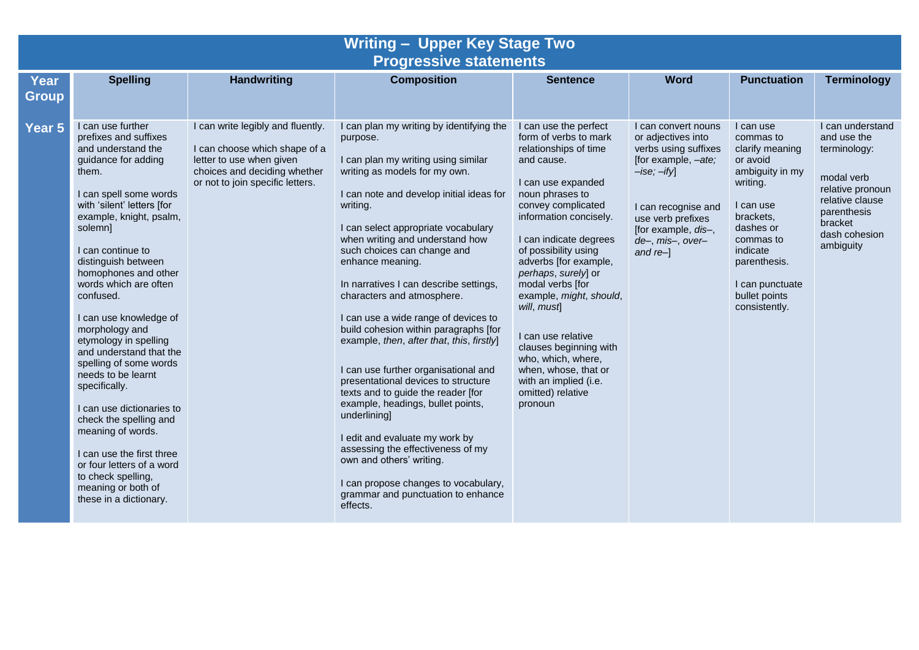# Writing – Upper Key Stage Two
## Progressive statements

| Year Group | Spelling | Handwriting | Composition | Sentence | Word | Punctuation | Terminology |
|---|---|---|---|---|---|---|---|
| Year 5 | I can use further prefixes and suffixes and understand the guidance for adding them.<br><br>I can spell some words with 'silent' letters [for example, knight, psalm, solemn]<br><br>I can continue to distinguish between homophones and other words which are often confused.<br><br>I can use knowledge of morphology and etymology in spelling and understand that the spelling of some words needs to be learnt specifically.<br><br>I can use dictionaries to check the spelling and meaning of words.<br><br>I can use the first three or four letters of a word to check spelling, meaning or both of these in a dictionary. | I can write legibly and fluently.<br><br>I can choose which shape of a letter to use when given choices and deciding whether or not to join specific letters. | I can plan my writing by identifying the purpose.<br><br>I can plan my writing using similar writing as models for my own.<br><br>I can note and develop initial ideas for writing.<br><br>I can select appropriate vocabulary when writing and understand how such choices can change and enhance meaning.<br><br>In narratives I can describe settings, characters and atmosphere.<br><br>I can use a wide range of devices to build cohesion within paragraphs [for example, *then*, *after that*, *this*, *firstly*]<br><br>I can use further organisational and presentational devices to structure texts and to guide the reader [for example, headings, bullet points, underlining]<br><br>I edit and evaluate my work by assessing the effectiveness of my own and others' writing.<br><br>I can propose changes to vocabulary, grammar and punctuation to enhance effects. | I can use the perfect form of verbs to mark relationships of time and cause.<br><br>I can use expanded noun phrases to convey complicated information concisely.<br><br>I can indicate degrees of possibility using adverbs [for example, *perhaps*, *surely*] or modal verbs [for example, *might*, *should*, *will*, *must*]<br><br>I can use relative clauses beginning with who, which, where, when, whose, that or with an implied (i.e. omitted) relative pronoun | I can convert nouns or adjectives into verbs using suffixes [for example, *–ate; –ise; –ify*]<br><br>I can recognise and use verb prefixes [for example, *dis–*, *de–*, *mis–*, *over–* and *re–*] | I can use commas to clarify meaning or avoid ambiguity in my writing.<br><br>I can use brackets, dashes or commas to indicate parenthesis.<br><br>I can punctuate bullet points consistently. | I can understand and use the terminology:<br><br>modal verb<br>relative pronoun<br>relative clause<br>parenthesis<br>bracket<br>dash cohesion<br>ambiguity |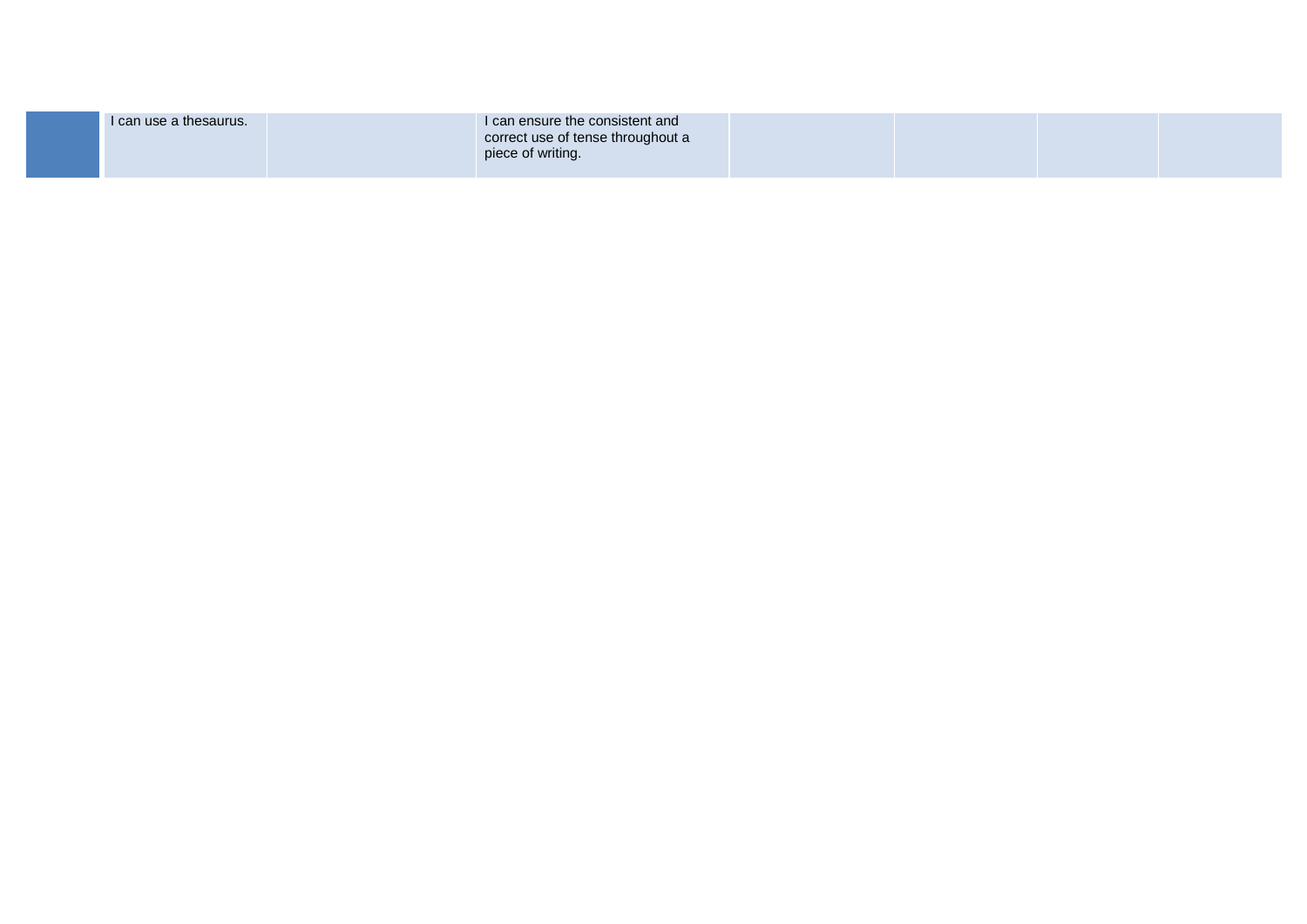| | | | | | | | |
|---|---|---|---|---|---|---|---|
| | I can use a thesaurus. | | I can ensure the consistent and correct use of tense throughout a piece of writing. | | | | |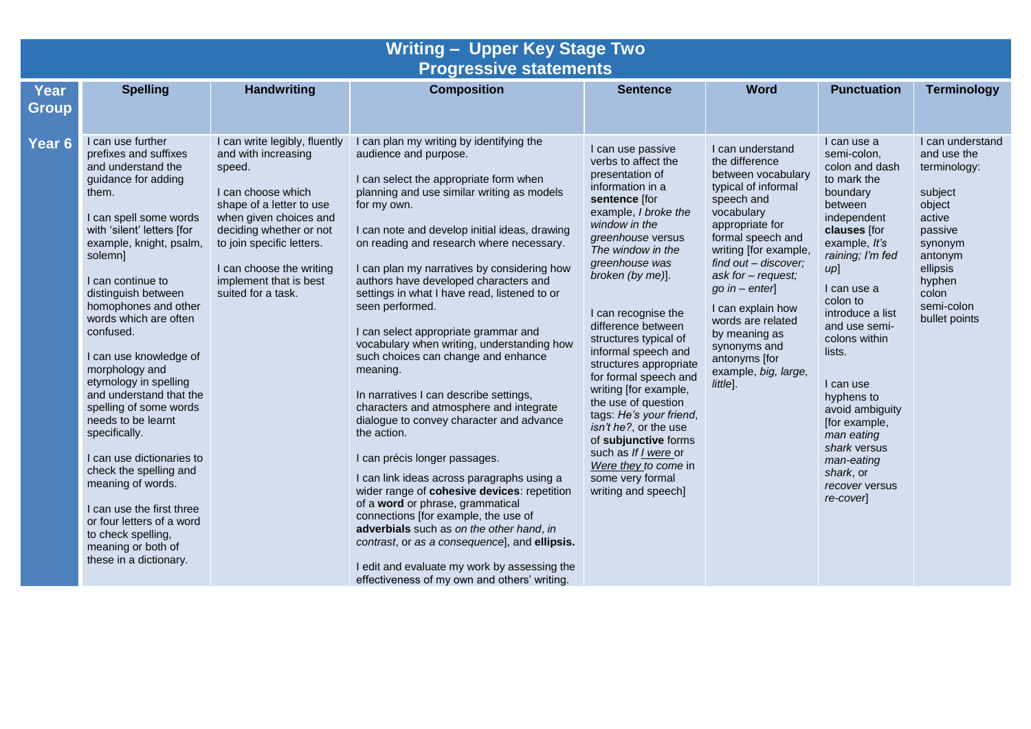# Writing – Upper Key Stage Two
## Progressive statements

| Year Group | Spelling | Handwriting | Composition | Sentence | Word | Punctuation | Terminology |
|---|---|---|---|---|---|---|---|
| **Year 6** | I can use further prefixes and suffixes and understand the guidance for adding them.<br><br>I can spell some words with 'silent' letters [for example, knight, psalm, solemn]<br><br>I can continue to distinguish between homophones and other words which are often confused.<br><br>I can use knowledge of morphology and etymology in spelling and understand that the spelling of some words needs to be learnt specifically.<br><br>I can use dictionaries to check the spelling and meaning of words.<br><br>I can use the first three or four letters of a word to check spelling, meaning or both of these in a dictionary. | I can write legibly, fluently and with increasing speed.<br><br>I can choose which shape of a letter to use when given choices and deciding whether or not to join specific letters.<br><br>I can choose the writing implement that is best suited for a task. | I can plan my writing by identifying the audience and purpose.<br><br>I can select the appropriate form when planning and use similar writing as models for my own.<br><br>I can note and develop initial ideas, drawing on reading and research where necessary.<br><br>I can plan my narratives by considering how authors have developed characters and settings in what I have read, listened to or seen performed.<br><br>I can select appropriate grammar and vocabulary when writing, understanding how such choices can change and enhance meaning.<br><br>In narratives I can describe settings, characters and atmosphere and integrate dialogue to convey character and advance the action.<br><br>I can précis longer passages.<br><br>I can link ideas across paragraphs using a wider range of **cohesive devices**: repetition of a **word** or phrase, grammatical connections [for example, the use of **adverbials** such as *on the other hand*, *in contrast*, or *as a consequence*], and **ellipsis.**<br><br>I edit and evaluate my work by assessing the effectiveness of my own and others' writing. | I can use passive verbs to affect the presentation of information in a **sentence** [for example, *I broke the window in the greenhouse* versus *The window in the greenhouse was broken (by me)*].<br><br>I can recognise the difference between structures typical of informal speech and structures appropriate for formal speech and writing [for example, the use of question tags: *He's your friend, isn't he?*, or the use of **subjunctive** forms such as *If I were* or *Were they to come* in some very formal writing and speech] | I can understand the difference between vocabulary typical of informal speech and vocabulary appropriate for formal speech and writing [for example, *find out – discover; ask for – request; go in – enter*]<br><br>I can explain how words are related by meaning as synonyms and antonyms [for example, *big, large, little*]. | I can use a semi-colon, colon and dash to mark the boundary between independent **clauses** [for example, *It's raining; I'm fed up*]<br><br>I can use a colon to introduce a list and use semi-colons within lists.<br><br>I can use hyphens to avoid ambiguity [for example, *man eating shark* versus *man-eating shark*, or *recover* versus *re-cover*] | I can understand and use the terminology:<br><br>subject<br>object<br>active<br>passive<br>synonym<br>antonym<br>ellipsis<br>hyphen<br>colon<br>semi-colon<br>bullet points |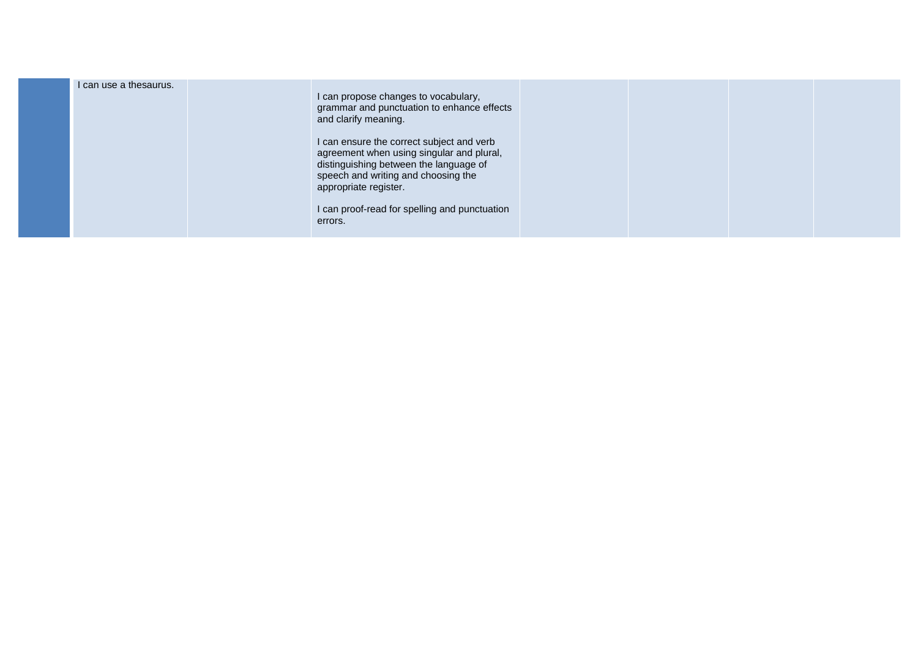| | | | | | | | |
|---|---|---|---|---|---|---|---|
| | I can use a thesaurus. | | I can propose changes to vocabulary, grammar and punctuation to enhance effects and clarify meaning.<br><br>I can ensure the correct subject and verb agreement when using singular and plural, distinguishing between the language of speech and writing and choosing the appropriate register.<br><br>I can proof-read for spelling and punctuation errors. | | | | |